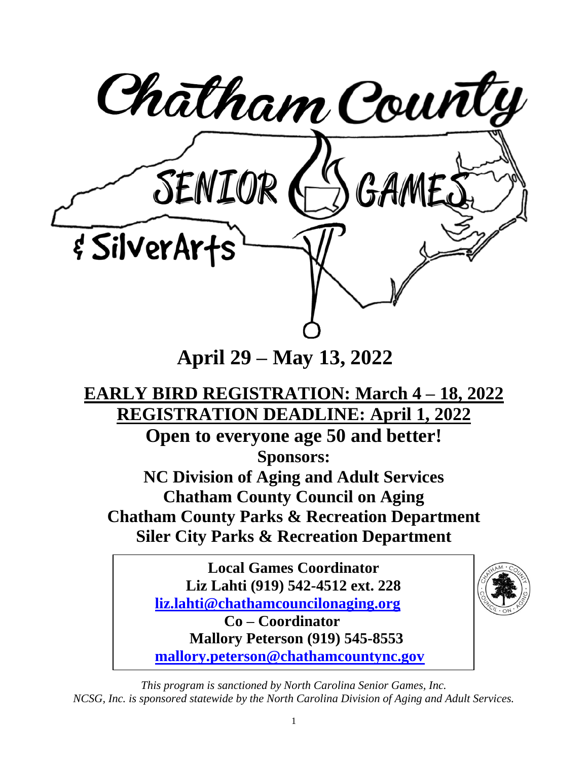# Chatham County

# SENIOR GAMES

## & SilverArts

**April 29 – May 13, 2022**

**EARLY BIRD REGISTRATION: March 4 – 18, 2022**

**REGISTRATION DEADLINE: April 1, 2022**

**Open to everyone age 50 and better!**

**Sponsors:**

**NC Division of Aging and Adult Services**

**Chatham County Council on Aging**

**Chatham County Parks & Recreation Department**

**Siler City Parks & Recreation Department**

**Local Games Coordinator**
**Liz Lahti (919) 542-4512 ext. 228**
**liz.lahti@chathamcouncilonaging.org**

**Co – Coordinator**
**Mallory Peterson (919) 545-8553**
**mallory.peterson@chathamcountync.gov**

*This program is sanctioned by North Carolina Senior Games, Inc.*
*NCSG, Inc. is sponsored statewide by the North Carolina Division of Aging and Adult Services.*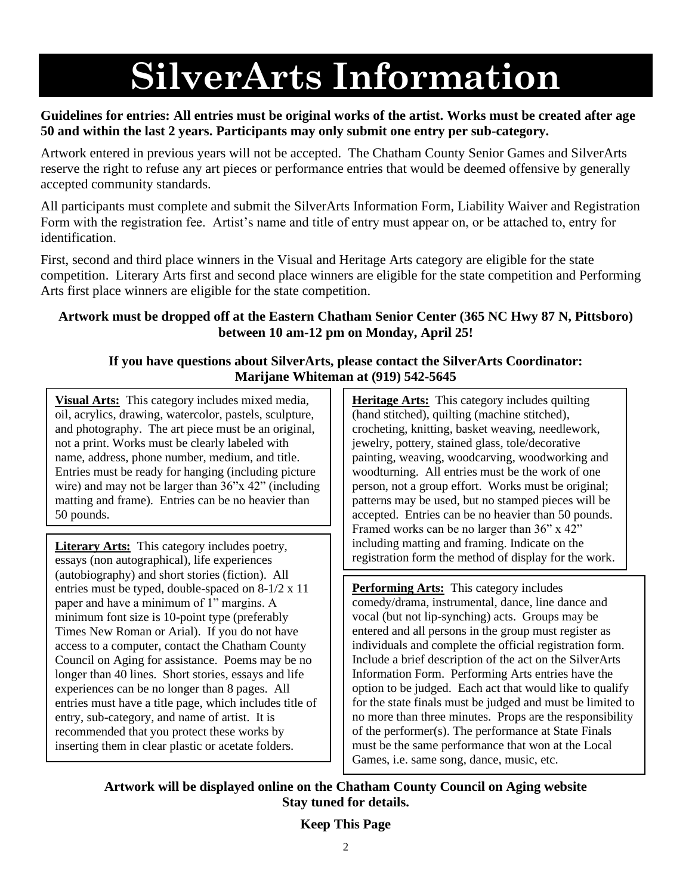# SilverArts Information

**Guidelines for entries: All entries must be original works of the artist. Works must be created after age 50 and within the last 2 years. Participants may only submit one entry per sub-category.**

Artwork entered in previous years will not be accepted. The Chatham County Senior Games and SilverArts reserve the right to refuse any art pieces or performance entries that would be deemed offensive by generally accepted community standards.

All participants must complete and submit the SilverArts Information Form, Liability Waiver and Registration Form with the registration fee. Artist's name and title of entry must appear on, or be attached to, entry for identification.

First, second and third place winners in the Visual and Heritage Arts category are eligible for the state competition. Literary Arts first and second place winners are eligible for the state competition and Performing Arts first place winners are eligible for the state competition.

**Artwork must be dropped off at the Eastern Chatham Senior Center (365 NC Hwy 87 N, Pittsboro) between 10 am-12 pm on Monday, April 25!**

**If you have questions about SilverArts, please contact the SilverArts Coordinator: Marijane Whiteman at (919) 542-5645**

**Visual Arts:** This category includes mixed media, oil, acrylics, drawing, watercolor, pastels, sculpture, and photography. The art piece must be an original, not a print. Works must be clearly labeled with name, address, phone number, medium, and title. Entries must be ready for hanging (including picture wire) and may not be larger than 36"x 42" (including matting and frame). Entries can be no heavier than 50 pounds.

**Literary Arts:** This category includes poetry, essays (non autographical), life experiences (autobiography) and short stories (fiction). All entries must be typed, double-spaced on 8-1/2 x 11 paper and have a minimum of 1" margins. A minimum font size is 10-point type (preferably Times New Roman or Arial). If you do not have access to a computer, contact the Chatham County Council on Aging for assistance. Poems may be no longer than 40 lines. Short stories, essays and life experiences can be no longer than 8 pages. All entries must have a title page, which includes title of entry, sub-category, and name of artist. It is recommended that you protect these works by inserting them in clear plastic or acetate folders.

**Heritage Arts:** This category includes quilting (hand stitched), quilting (machine stitched), crocheting, knitting, basket weaving, needlework, jewelry, pottery, stained glass, tole/decorative painting, weaving, woodcarving, woodworking and woodturning. All entries must be the work of one person, not a group effort. Works must be original; patterns may be used, but no stamped pieces will be accepted. Entries can be no heavier than 50 pounds. Framed works can be no larger than 36" x 42" including matting and framing. Indicate on the registration form the method of display for the work.

**Performing Arts:** This category includes comedy/drama, instrumental, dance, line dance and vocal (but not lip-synching) acts. Groups may be entered and all persons in the group must register as individuals and complete the official registration form. Include a brief description of the act on the SilverArts Information Form. Performing Arts entries have the option to be judged. Each act that would like to qualify for the state finals must be judged and must be limited to no more than three minutes. Props are the responsibility of the performer(s). The performance at State Finals must be the same performance that won at the Local Games, i.e. same song, dance, music, etc.

**Artwork will be displayed online on the Chatham County Council on Aging website Stay tuned for details.**

**Keep This Page**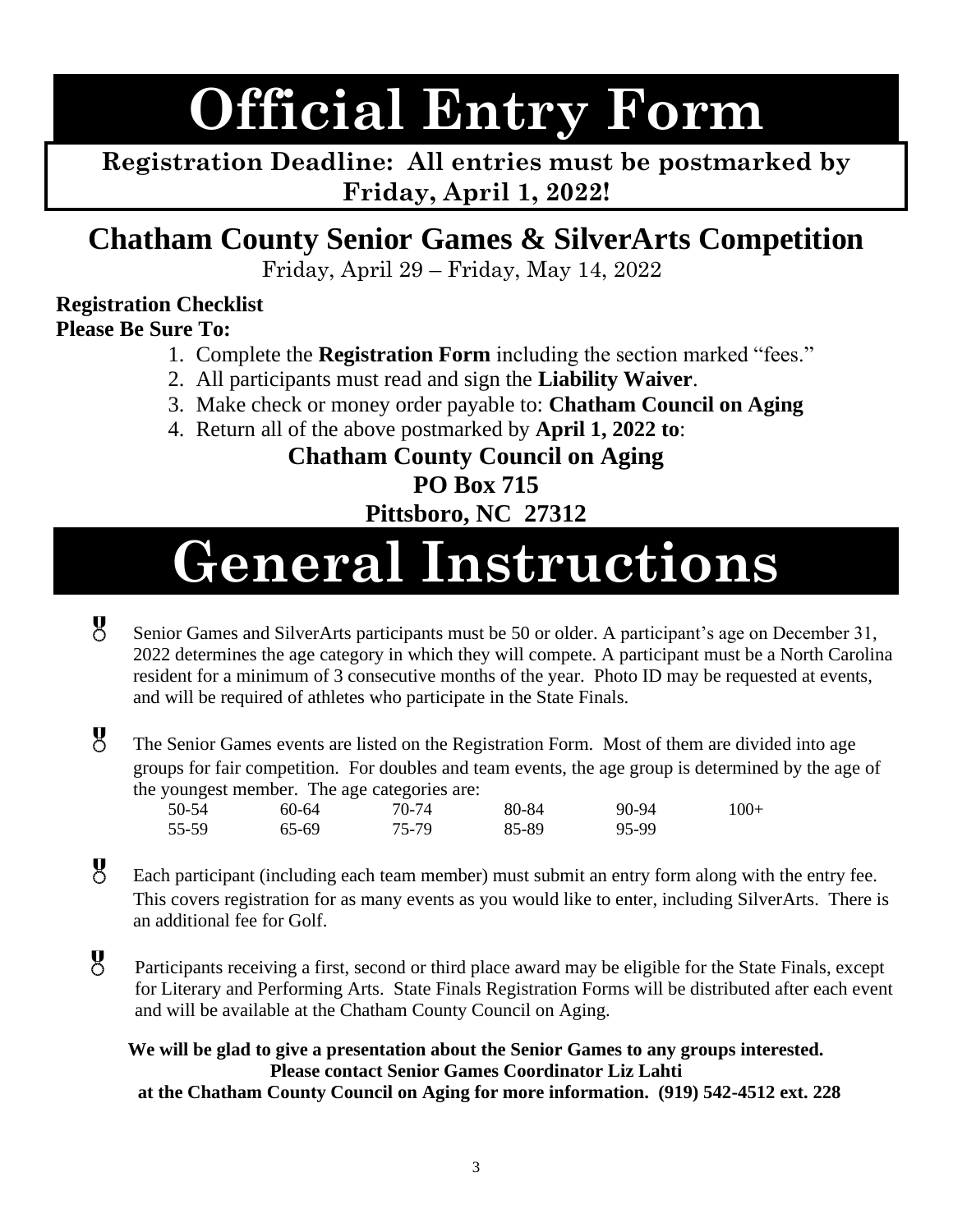# Official Entry Form

**Registration Deadline: All entries must be postmarked by Friday, April 1, 2022!**

## Chatham County Senior Games & SilverArts Competition

Friday, April 29 – Friday, May 14, 2022

**Registration Checklist**
**Please Be Sure To:**

1. Complete the **Registration Form** including the section marked "fees."
2. All participants must read and sign the **Liability Waiver**.
3. Make check or money order payable to: **Chatham Council on Aging**
4. Return all of the above postmarked by **April 1, 2022 to**:

**Chatham County Council on Aging**
**PO Box 715**
**Pittsboro, NC 27312**

# General Instructions

- Senior Games and SilverArts participants must be 50 or older. A participant's age on December 31, 2022 determines the age category in which they will compete. A participant must be a North Carolina resident for a minimum of 3 consecutive months of the year. Photo ID may be requested at events, and will be required of athletes who participate in the State Finals.

- The Senior Games events are listed on the Registration Form. Most of them are divided into age groups for fair competition. For doubles and team events, the age group is determined by the age of the youngest member. The age categories are:

| | | | | | |
|---|---|---|---|---|---|
| 50-54 | 60-64 | 70-74 | 80-84 | 90-94 | 100+ |
| 55-59 | 65-69 | 75-79 | 85-89 | 95-99 | |

- Each participant (including each team member) must submit an entry form along with the entry fee. This covers registration for as many events as you would like to enter, including SilverArts. There is an additional fee for Golf.

- Participants receiving a first, second or third place award may be eligible for the State Finals, except for Literary and Performing Arts. State Finals Registration Forms will be distributed after each event and will be available at the Chatham County Council on Aging.

**We will be glad to give a presentation about the Senior Games to any groups interested.**
**Please contact Senior Games Coordinator Liz Lahti**
**at the Chatham County Council on Aging for more information. (919) 542-4512 ext. 228**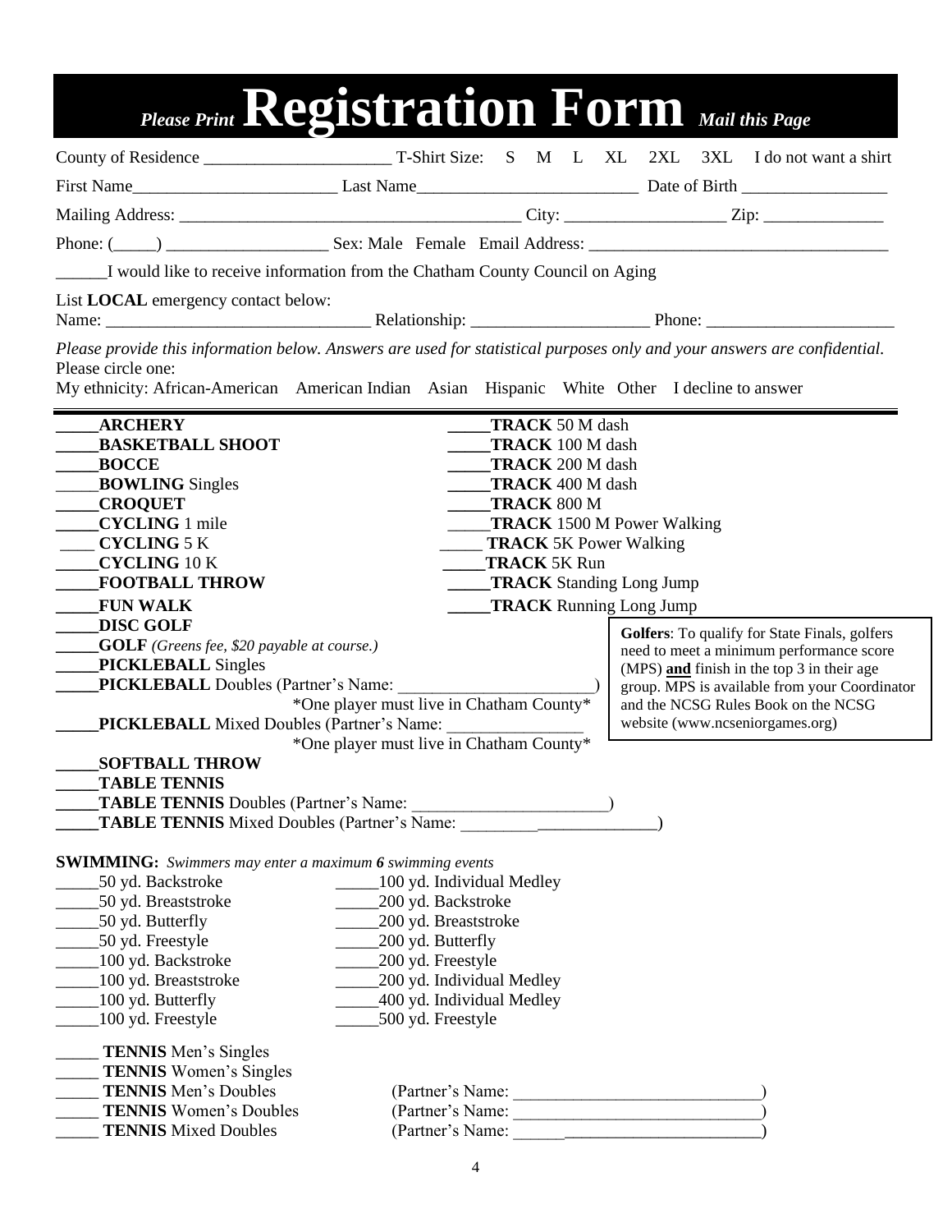# *Please Print* Registration Form *Mail this Page*

County of Residence ______________________ T-Shirt Size: S M L XL 2XL 3XL I do not want a shirt

First Name________________________ Last Name__________________________ Date of Birth _________________

Mailing Address: ________________________________________ City: ___________________ Zip: ______________

Phone: (_____) __________________ Sex: Male Female Email Address: ___________________________________

______I would like to receive information from the Chatham County Council on Aging

List **LOCAL** emergency contact below:
Name: _______________________________ Relationship: _____________________ Phone: ______________________

*Please provide this information below. Answers are used for statistical purposes only and your answers are confidential.*
Please circle one:
My ethnicity: African-American American Indian Asian Hispanic White Other I decline to answer

_____**ARCHERY**
_____**BASKETBALL SHOOT**
_____**BOCCE**
_____**BOWLING** Singles
_____**CROQUET**
_____**CYCLING** 1 mile
____ **CYCLING** 5 K
_____**CYCLING** 10 K
_____**FOOTBALL THROW**
_____**FUN WALK**
_____**DISC GOLF**
_____**GOLF** *(Greens fee, $20 payable at course.)*
_____**PICKLEBALL** Singles
_____**PICKLEBALL** Doubles (Partner's Name: _______________________)
*One player must live in Chatham County*
_____**PICKLEBALL** Mixed Doubles (Partner's Name: ________________
*One player must live in Chatham County*
_____**SOFTBALL THROW**
_____**TABLE TENNIS**
_____**TABLE TENNIS** Doubles (Partner's Name: _______________________)
_____**TABLE TENNIS** Mixed Doubles (Partner's Name: ______________________)

_____**TRACK** 50 M dash
_____**TRACK** 100 M dash
_____**TRACK** 200 M dash
_____**TRACK** 400 M dash
_____**TRACK** 800 M
_____**TRACK** 1500 M Power Walking
_____ **TRACK** 5K Power Walking
_____**TRACK** 5K Run
_____**TRACK** Standing Long Jump
_____**TRACK** Running Long Jump

**Golfers**: To qualify for State Finals, golfers need to meet a minimum performance score (MPS) **and** finish in the top 3 in their age group. MPS is available from your Coordinator and the NCSG Rules Book on the NCSG website (www.ncseniorgames.org)

**SWIMMING:** *Swimmers may enter a maximum **6** swimming events*

_____50 yd. Backstroke
_____50 yd. Breaststroke
_____50 yd. Butterfly
_____50 yd. Freestyle
_____100 yd. Backstroke
_____100 yd. Breaststroke
_____100 yd. Butterfly
_____100 yd. Freestyle
_____100 yd. Individual Medley
_____200 yd. Backstroke
_____200 yd. Breaststroke
_____200 yd. Butterfly
_____200 yd. Freestyle
_____200 yd. Individual Medley
_____400 yd. Individual Medley
_____500 yd. Freestyle

_____ **TENNIS** Men's Singles
_____ **TENNIS** Women's Singles
_____ **TENNIS** Men's Doubles (Partner's Name: _____________________________)
_____ **TENNIS** Women's Doubles (Partner's Name: _____________________________)
_____ **TENNIS** Mixed Doubles (Partner's Name: _____________________________)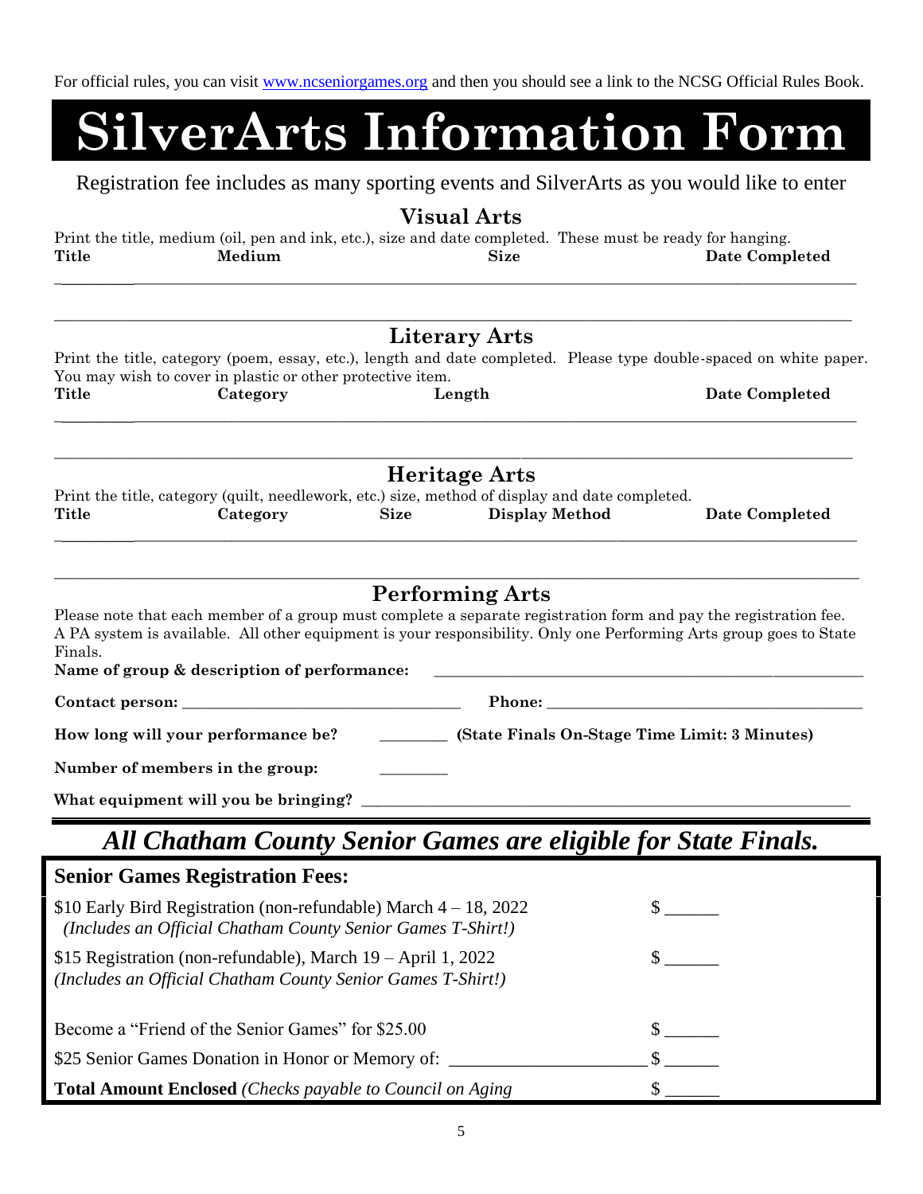For official rules, you can visit www.ncseniorgames.org and then you should see a link to the NCSG Official Rules Book.

# SilverArts Information Form

Registration fee includes as many sporting events and SilverArts as you would like to enter

## Visual Arts

Print the title, medium (oil, pen and ink, etc.), size and date completed. These must be ready for hanging.

| Title | Medium | Size | Date Completed |
|---|---|---|---|
| | | | |
| | | | |

## Literary Arts

Print the title, category (poem, essay, etc.), length and date completed. Please type double-spaced on white paper. You may wish to cover in plastic or other protective item.

| Title | Category | Length | Date Completed |
|---|---|---|---|
| | | | |
| | | | |

## Heritage Arts

Print the title, category (quilt, needlework, etc.) size, method of display and date completed.

| Title | Category | Size | Display Method | Date Completed |
|---|---|---|---|---|
| | | | | |
| | | | | |

## Performing Arts

Please note that each member of a group must complete a separate registration form and pay the registration fee. A PA system is available. All other equipment is your responsibility. Only one Performing Arts group goes to State Finals.

**Name of group & description of performance:** ______________________________

**Contact person:** ______________________ **Phone:** ______________________

**How long will your performance be?** ________ **(State Finals On-Stage Time Limit: 3 Minutes)**

**Number of members in the group:** ________

**What equipment will you be bringing?** ______________________________

## *All Chatham County Senior Games are eligible for State Finals.*

| **Senior Games Registration Fees:** | |
|---|---|
| $10 Early Bird Registration (non-refundable) March 4 – 18, 2022 *(Includes an Official Chatham County Senior Games T-Shirt!)* | $ ______ |
| $15 Registration (non-refundable), March 19 – April 1, 2022 *(Includes an Official Chatham County Senior Games T-Shirt!)* | $ ______ |
| Become a "Friend of the Senior Games" for $25.00 | $ ______ |
| $25 Senior Games Donation in Honor or Memory of: ______________________ | $ ______ |
| **Total Amount Enclosed** *(Checks payable to Council on Aging* | $ ______ |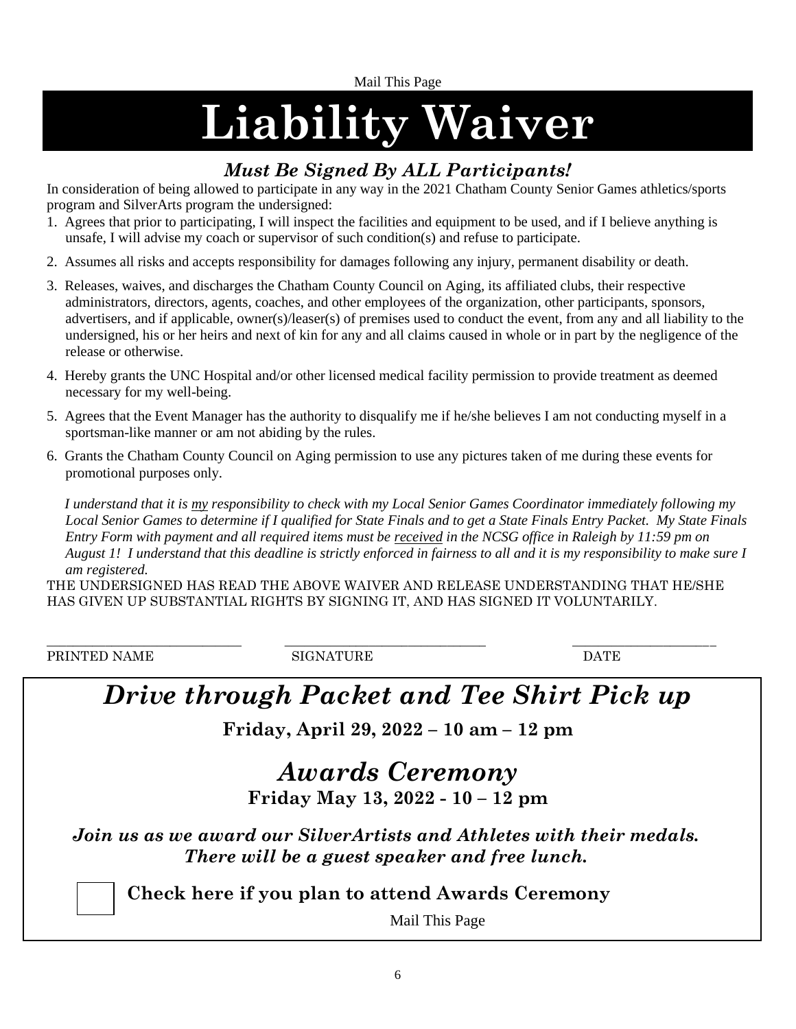Mail This Page

# Liability Waiver

### *Must Be Signed By ALL Participants!*

In consideration of being allowed to participate in any way in the 2021 Chatham County Senior Games athletics/sports program and SilverArts program the undersigned:

1. Agrees that prior to participating, I will inspect the facilities and equipment to be used, and if I believe anything is unsafe, I will advise my coach or supervisor of such condition(s) and refuse to participate.
2. Assumes all risks and accepts responsibility for damages following any injury, permanent disability or death.
3. Releases, waives, and discharges the Chatham County Council on Aging, its affiliated clubs, their respective administrators, directors, agents, coaches, and other employees of the organization, other participants, sponsors, advertisers, and if applicable, owner(s)/leaser(s) of premises used to conduct the event, from any and all liability to the undersigned, his or her heirs and next of kin for any and all claims caused in whole or in part by the negligence of the release or otherwise.
4. Hereby grants the UNC Hospital and/or other licensed medical facility permission to provide treatment as deemed necessary for my well-being.
5. Agrees that the Event Manager has the authority to disqualify me if he/she believes I am not conducting myself in a sportsman-like manner or am not abiding by the rules.
6. Grants the Chatham County Council on Aging permission to use any pictures taken of me during these events for promotional purposes only.

*I understand that it is my responsibility to check with my Local Senior Games Coordinator immediately following my Local Senior Games to determine if I qualified for State Finals and to get a State Finals Entry Packet. My State Finals Entry Form with payment and all required items must be received in the NCSG office in Raleigh by 11:59 pm on August 1! I understand that this deadline is strictly enforced in fairness to all and it is my responsibility to make sure I am registered.*

THE UNDERSIGNED HAS READ THE ABOVE WAIVER AND RELEASE UNDERSTANDING THAT HE/SHE HAS GIVEN UP SUBSTANTIAL RIGHTS BY SIGNING IT, AND HAS SIGNED IT VOLUNTARILY.

\_\_\_\_\_\_\_\_\_\_\_\_\_\_\_\_\_\_\_\_\_\_\_\_\_\_\_\_ \_\_\_\_\_\_\_\_\_\_\_\_\_\_\_\_\_\_\_\_\_\_\_\_\_\_\_\_ \_\_\_\_\_\_\_\_\_\_\_\_\_\_\_\_\_\_\_\_

PRINTED NAME SIGNATURE DATE

## *Drive through Packet and Tee Shirt Pick up*

**Friday, April 29, 2022 – 10 am – 12 pm**

## *Awards Ceremony*

**Friday May 13, 2022 - 10 – 12 pm**

***Join us as we award our SilverArtists and Athletes with their medals. There will be a guest speaker and free lunch.***

☐ **Check here if you plan to attend Awards Ceremony**

Mail This Page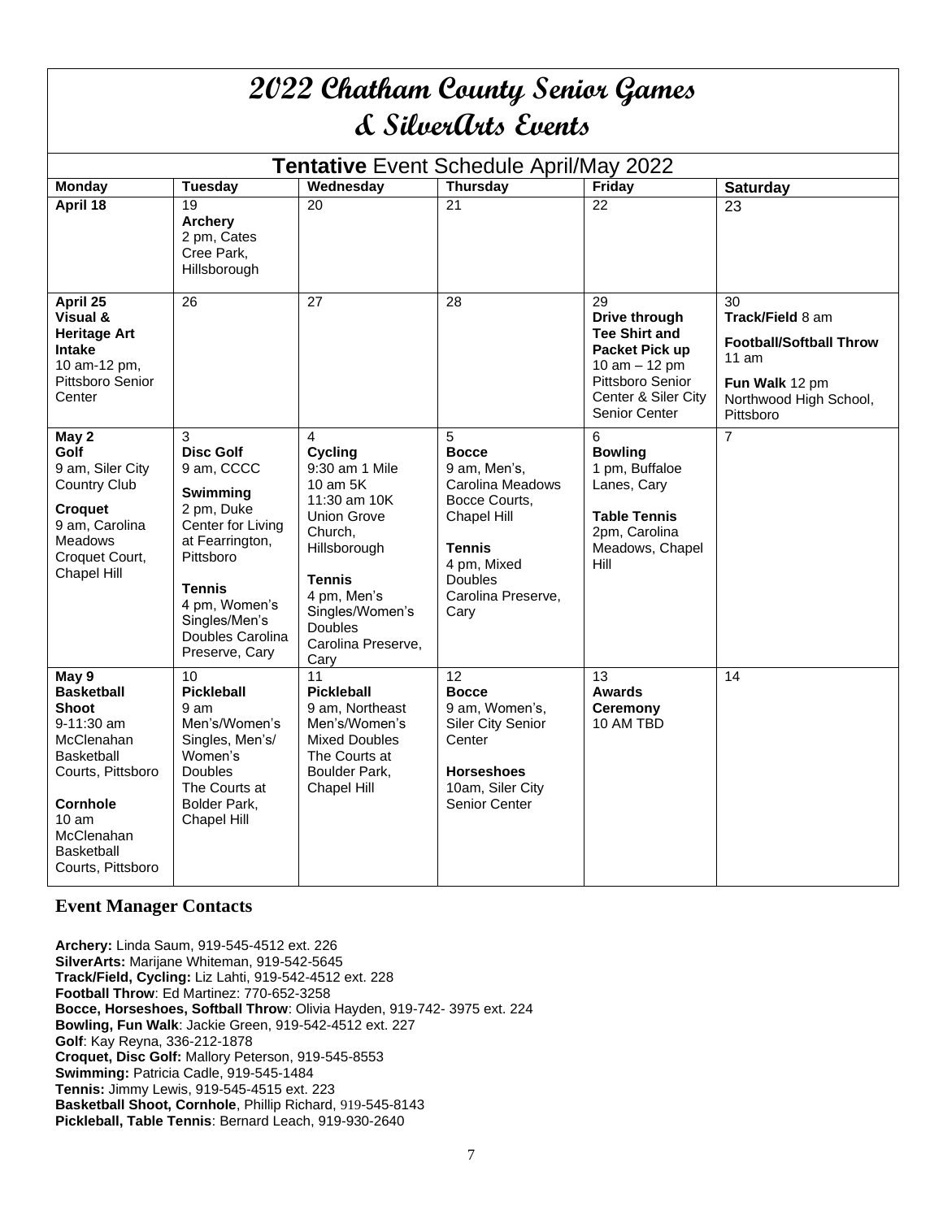# 2022 Chatham County Senior Games & SilverArts Events

| **Tentative** Event Schedule April/May 2022 | | | | | |
|---|---|---|---|---|---|
| **Monday** | **Tuesday** | **Wednesday** | **Thursday** | **Friday** | **Saturday** |
| **April 18** | 19<br>**Archery**<br>2 pm, Cates Cree Park, Hillsborough | 20 | 21 | 22 | 23 |
| **April 25**<br>**Visual & Heritage Art Intake**<br>10 am-12 pm, Pittsboro Senior Center | 26 | 27 | 28 | 29<br>**Drive through Tee Shirt and Packet Pick up**<br>10 am – 12 pm Pittsboro Senior Center & Siler City Senior Center | 30<br>**Track/Field** 8 am<br>**Football/Softball Throw** 11 am<br>**Fun Walk** 12 pm<br>Northwood High School, Pittsboro |
| **May 2**<br>**Golf**<br>9 am, Siler City Country Club<br>**Croquet**<br>9 am, Carolina Meadows Croquet Court, Chapel Hill | 3<br>**Disc Golf**<br>9 am, CCCC<br>**Swimming**<br>2 pm, Duke Center for Living at Fearrington, Pittsboro<br>**Tennis**<br>4 pm, Women's Singles/Men's Doubles Carolina Preserve, Cary | 4<br>**Cycling**<br>9:30 am 1 Mile<br>10 am 5K<br>11:30 am 10K<br>Union Grove Church, Hillsborough<br>**Tennis**<br>4 pm, Men's Singles/Women's Doubles Carolina Preserve, Cary | 5<br>**Bocce**<br>9 am, Men's, Carolina Meadows Bocce Courts, Chapel Hill<br>**Tennis**<br>4 pm, Mixed Doubles Carolina Preserve, Cary | 6<br>**Bowling**<br>1 pm, Buffaloe Lanes, Cary<br>**Table Tennis**<br>2pm, Carolina Meadows, Chapel Hill | 7 |
| **May 9**<br>**Basketball Shoot**<br>9-11:30 am McClenahan Basketball Courts, Pittsboro<br>**Cornhole**<br>10 am McClenahan Basketball Courts, Pittsboro | 10<br>**Pickleball**<br>9 am Men's/Women's Singles, Men's/ Women's Doubles The Courts at Bolder Park, Chapel Hill | 11<br>**Pickleball**<br>9 am, Northeast Men's/Women's Mixed Doubles The Courts at Boulder Park, Chapel Hill | 12<br>**Bocce**<br>9 am, Women's, Siler City Senior Center<br>**Horseshoes**<br>10am, Siler City Senior Center | 13<br>**Awards Ceremony**<br>10 AM TBD | 14 |

## Event Manager Contacts

**Archery:** Linda Saum, 919-545-4512 ext. 226
**SilverArts:** Marijane Whiteman, 919-542-5645
**Track/Field, Cycling:** Liz Lahti, 919-542-4512 ext. 228
**Football Throw**: Ed Martinez: 770-652-3258
**Bocce, Horseshoes, Softball Throw**: Olivia Hayden, 919-742- 3975 ext. 224
**Bowling, Fun Walk**: Jackie Green, 919-542-4512 ext. 227
**Golf**: Kay Reyna, 336-212-1878
**Croquet, Disc Golf:** Mallory Peterson, 919-545-8553
**Swimming:** Patricia Cadle, 919-545-1484
**Tennis:** Jimmy Lewis, 919-545-4515 ext. 223
**Basketball Shoot, Cornhole**, Phillip Richard, 919-545-8143
**Pickleball, Table Tennis**: Bernard Leach, 919-930-2640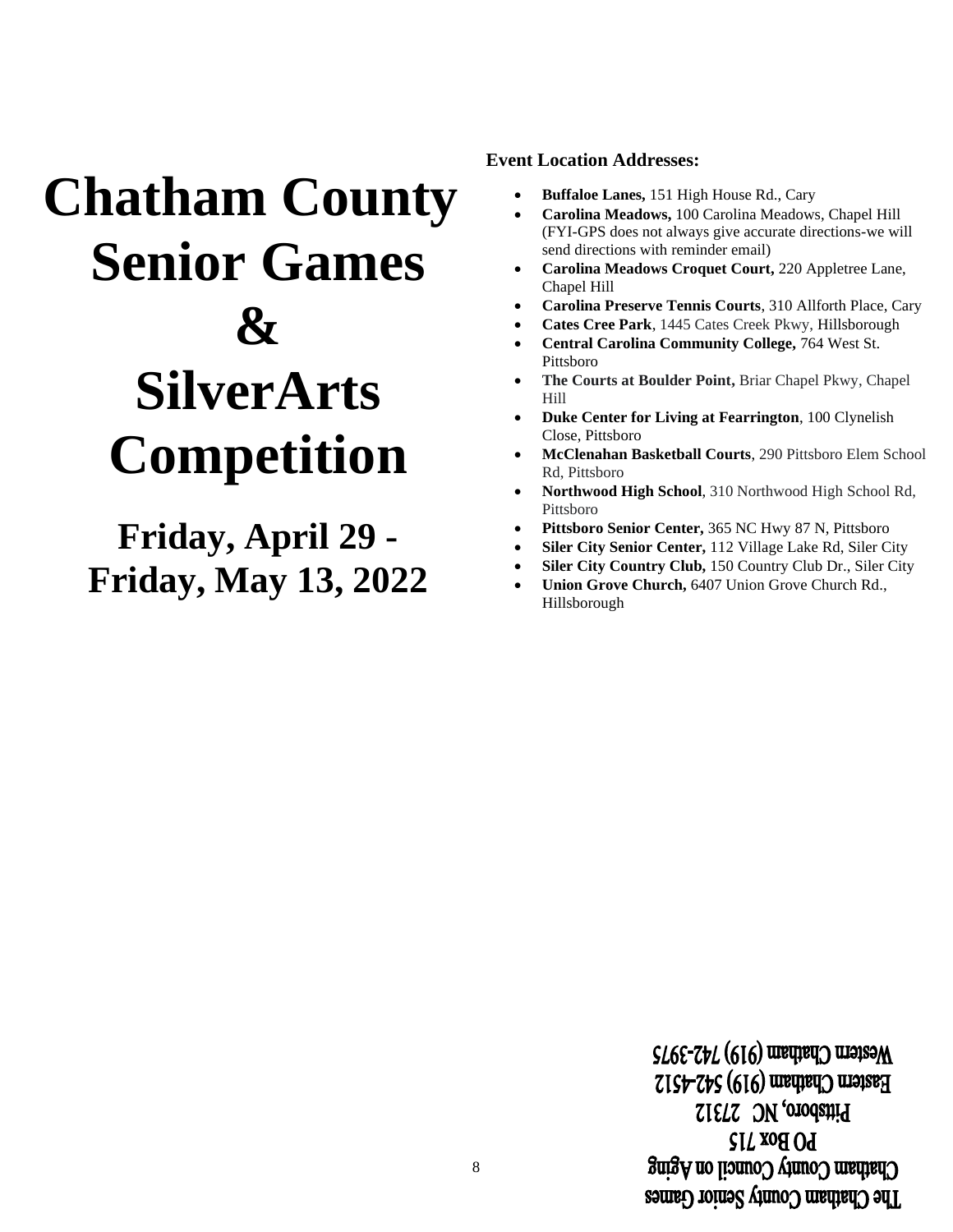# Chatham County Senior Games & SilverArts Competition

## Friday, April 29 - Friday, May 13, 2022

**Event Location Addresses:**

- **Buffaloe Lanes,** 151 High House Rd., Cary
- **Carolina Meadows,** 100 Carolina Meadows, Chapel Hill (FYI-GPS does not always give accurate directions-we will send directions with reminder email)
- **Carolina Meadows Croquet Court,** 220 Appletree Lane, Chapel Hill
- **Carolina Preserve Tennis Courts**, 310 Allforth Place, Cary
- **Cates Cree Park**, 1445 Cates Creek Pkwy, Hillsborough
- **Central Carolina Community College,** 764 West St. Pittsboro
- **The Courts at Boulder Point,** Briar Chapel Pkwy, Chapel Hill
- **Duke Center for Living at Fearrington**, 100 Clynelish Close, Pittsboro
- **McClenahan Basketball Courts**, 290 Pittsboro Elem School Rd, Pittsboro
- **Northwood High School**, 310 Northwood High School Rd, Pittsboro
- **Pittsboro Senior Center,** 365 NC Hwy 87 N, Pittsboro
- **Siler City Senior Center,** 112 Village Lake Rd, Siler City
- **Siler City Country Club,** 150 Country Club Dr., Siler City
- **Union Grove Church,** 6407 Union Grove Church Rd., Hillsborough

The Chatham County Senior Games
Chatham County Council on Aging
PO Box 715
Pittsboro, NC 27312
Eastern Chatham (919) 542-4512
Western Chatham (919) 742-3975